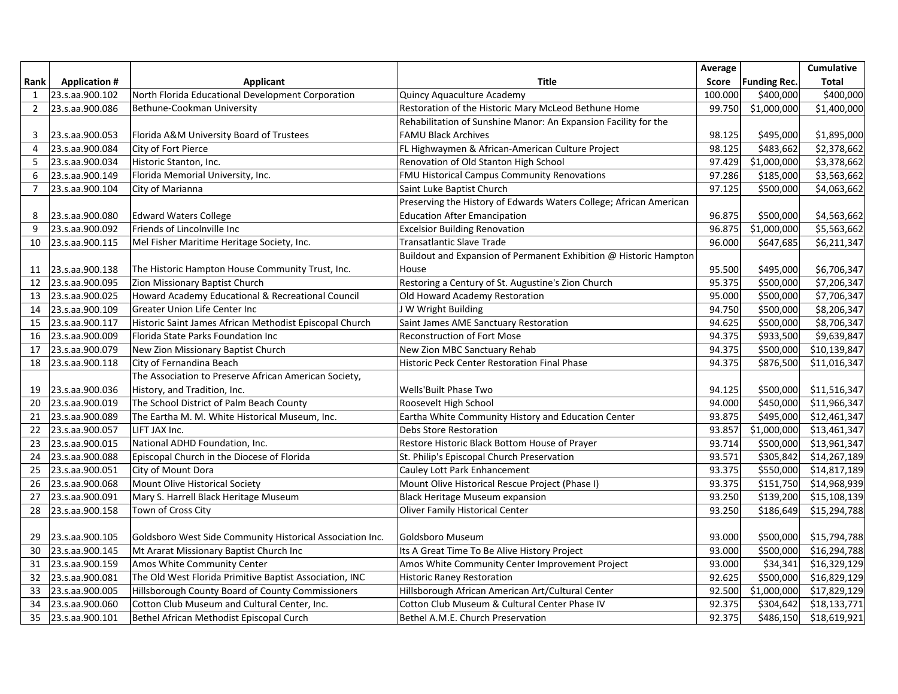| Rank | Application # | Applicant | Title | Average Score | Funding Rec. | Cumulative Total |
|---|---|---|---|---|---|---|
| 1 | 23.s.aa.900.102 | North Florida Educational Development Corporation | Quincy Aquaculture Academy | 100.000 | $400,000 | $400,000 |
| 2 | 23.s.aa.900.086 | Bethune-Cookman University | Restoration of the Historic Mary McLeod Bethune Home | 99.750 | $1,000,000 | $1,400,000 |
| 3 | 23.s.aa.900.053 | Florida A&M University Board of Trustees | Rehabilitation of Sunshine Manor: An Expansion Facility for the FAMU Black Archives | 98.125 | $495,000 | $1,895,000 |
| 4 | 23.s.aa.900.084 | City of Fort Pierce | FL Highwaymen & African-American Culture Project | 98.125 | $483,662 | $2,378,662 |
| 5 | 23.s.aa.900.034 | Historic Stanton, Inc. | Renovation of Old Stanton High School | 97.429 | $1,000,000 | $3,378,662 |
| 6 | 23.s.aa.900.149 | Florida Memorial University, Inc. | FMU Historical Campus Community Renovations | 97.286 | $185,000 | $3,563,662 |
| 7 | 23.s.aa.900.104 | City of Marianna | Saint Luke Baptist Church | 97.125 | $500,000 | $4,063,662 |
| 8 | 23.s.aa.900.080 | Edward Waters College | Preserving the History of Edwards Waters College; African American Education After Emancipation | 96.875 | $500,000 | $4,563,662 |
| 9 | 23.s.aa.900.092 | Friends of Lincolnville Inc | Excelsior Building Renovation | 96.875 | $1,000,000 | $5,563,662 |
| 10 | 23.s.aa.900.115 | Mel Fisher Maritime Heritage Society, Inc. | Transatlantic Slave Trade | 96.000 | $647,685 | $6,211,347 |
| 11 | 23.s.aa.900.138 | The Historic Hampton House Community Trust, Inc. | Buildout and Expansion of Permanent Exhibition @ Historic Hampton House | 95.500 | $495,000 | $6,706,347 |
| 12 | 23.s.aa.900.095 | Zion Missionary Baptist Church | Restoring a Century of St. Augustine's Zion Church | 95.375 | $500,000 | $7,206,347 |
| 13 | 23.s.aa.900.025 | Howard Academy Educational & Recreational Council | Old Howard Academy Restoration | 95.000 | $500,000 | $7,706,347 |
| 14 | 23.s.aa.900.109 | Greater Union Life Center Inc | J W Wright Building | 94.750 | $500,000 | $8,206,347 |
| 15 | 23.s.aa.900.117 | Historic Saint James African Methodist Episcopal Church | Saint James AME Sanctuary Restoration | 94.625 | $500,000 | $8,706,347 |
| 16 | 23.s.aa.900.009 | Florida State Parks Foundation Inc | Reconstruction of Fort Mose | 94.375 | $933,500 | $9,639,847 |
| 17 | 23.s.aa.900.079 | New Zion Missionary Baptist Church | New Zion MBC Sanctuary Rehab | 94.375 | $500,000 | $10,139,847 |
| 18 | 23.s.aa.900.118 | City of Fernandina Beach | Historic Peck Center Restoration Final Phase | 94.375 | $876,500 | $11,016,347 |
| 19 | 23.s.aa.900.036 | The Association to Preserve African American Society, History, and Tradition, Inc. | Wells'Built Phase Two | 94.125 | $500,000 | $11,516,347 |
| 20 | 23.s.aa.900.019 | The School District of Palm Beach County | Roosevelt High School | 94.000 | $450,000 | $11,966,347 |
| 21 | 23.s.aa.900.089 | The Eartha M. M. White Historical Museum, Inc. | Eartha White Community History and Education Center | 93.875 | $495,000 | $12,461,347 |
| 22 | 23.s.aa.900.057 | LIFT JAX Inc. | Debs Store Restoration | 93.857 | $1,000,000 | $13,461,347 |
| 23 | 23.s.aa.900.015 | National ADHD Foundation, Inc. | Restore Historic Black Bottom House of Prayer | 93.714 | $500,000 | $13,961,347 |
| 24 | 23.s.aa.900.088 | Episcopal Church in the Diocese of Florida | St. Philip's Episcopal Church Preservation | 93.571 | $305,842 | $14,267,189 |
| 25 | 23.s.aa.900.051 | City of Mount Dora | Cauley Lott Park Enhancement | 93.375 | $550,000 | $14,817,189 |
| 26 | 23.s.aa.900.068 | Mount Olive Historical Society | Mount Olive Historical Rescue Project (Phase I) | 93.375 | $151,750 | $14,968,939 |
| 27 | 23.s.aa.900.091 | Mary S. Harrell Black Heritage Museum | Black Heritage Museum expansion | 93.250 | $139,200 | $15,108,139 |
| 28 | 23.s.aa.900.158 | Town of Cross City | Oliver Family Historical Center | 93.250 | $186,649 | $15,294,788 |
| 29 | 23.s.aa.900.105 | Goldsboro West Side Community Historical Association Inc. | Goldsboro Museum | 93.000 | $500,000 | $15,794,788 |
| 30 | 23.s.aa.900.145 | Mt Ararat Missionary Baptist Church Inc | Its A Great Time To Be Alive History Project | 93.000 | $500,000 | $16,294,788 |
| 31 | 23.s.aa.900.159 | Amos White Community Center | Amos White Community Center Improvement Project | 93.000 | $34,341 | $16,329,129 |
| 32 | 23.s.aa.900.081 | The Old West Florida Primitive Baptist Association, INC | Historic Raney Restoration | 92.625 | $500,000 | $16,829,129 |
| 33 | 23.s.aa.900.005 | Hillsborough County Board of County Commissioners | Hillsborough African American Art/Cultural Center | 92.500 | $1,000,000 | $17,829,129 |
| 34 | 23.s.aa.900.060 | Cotton Club Museum and Cultural Center, Inc. | Cotton Club Museum & Cultural Center Phase IV | 92.375 | $304,642 | $18,133,771 |
| 35 | 23.s.aa.900.101 | Bethel African Methodist Episcopal Curch | Bethel A.M.E. Church Preservation | 92.375 | $486,150 | $18,619,921 |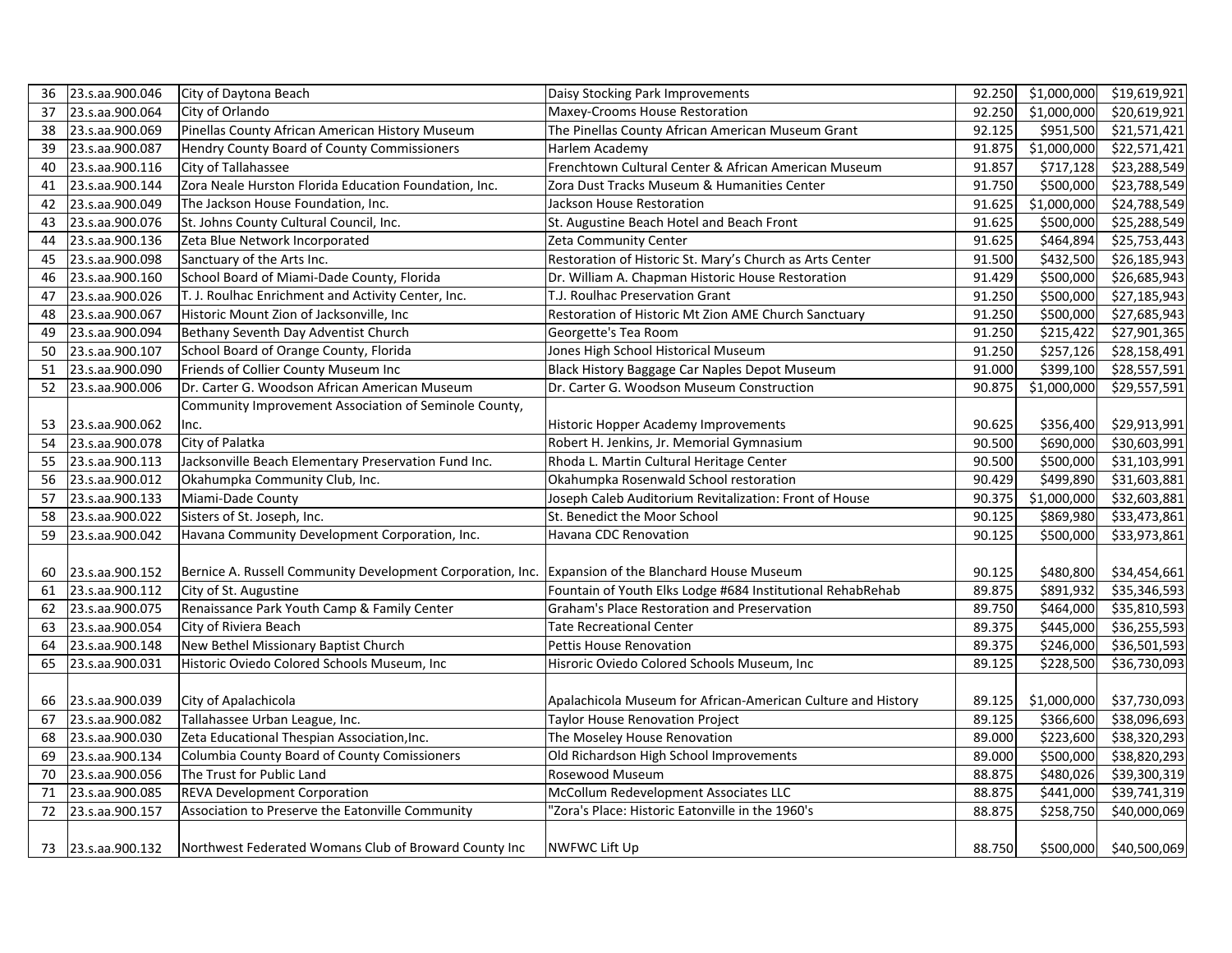| 36 | 23.s.aa.900.046 | City of Daytona Beach | Daisy Stocking Park Improvements | 92.250 | $1,000,000 | $19,619,921 |
|---|---|---|---|---|---|---|
| 37 | 23.s.aa.900.064 | City of Orlando | Maxey-Crooms House Restoration | 92.250 | $1,000,000 | $20,619,921 |
| 38 | 23.s.aa.900.069 | Pinellas County African American History Museum | The Pinellas County African American Museum Grant | 92.125 | $951,500 | $21,571,421 |
| 39 | 23.s.aa.900.087 | Hendry County Board of County Commissioners | Harlem Academy | 91.875 | $1,000,000 | $22,571,421 |
| 40 | 23.s.aa.900.116 | City of Tallahassee | Frenchtown Cultural Center & African American Museum | 91.857 | $717,128 | $23,288,549 |
| 41 | 23.s.aa.900.144 | Zora Neale Hurston Florida Education Foundation, Inc. | Zora Dust Tracks Museum & Humanities Center | 91.750 | $500,000 | $23,788,549 |
| 42 | 23.s.aa.900.049 | The Jackson House Foundation, Inc. | Jackson House Restoration | 91.625 | $1,000,000 | $24,788,549 |
| 43 | 23.s.aa.900.076 | St. Johns County Cultural Council, Inc. | St. Augustine Beach Hotel and Beach Front | 91.625 | $500,000 | $25,288,549 |
| 44 | 23.s.aa.900.136 | Zeta Blue Network Incorporated | Zeta Community Center | 91.625 | $464,894 | $25,753,443 |
| 45 | 23.s.aa.900.098 | Sanctuary of the Arts Inc. | Restoration of Historic St. Mary's Church as Arts Center | 91.500 | $432,500 | $26,185,943 |
| 46 | 23.s.aa.900.160 | School Board of Miami-Dade County, Florida | Dr. William A. Chapman Historic House Restoration | 91.429 | $500,000 | $26,685,943 |
| 47 | 23.s.aa.900.026 | T. J. Roulhac Enrichment and Activity Center, Inc. | T.J. Roulhac Preservation Grant | 91.250 | $500,000 | $27,185,943 |
| 48 | 23.s.aa.900.067 | Historic Mount Zion of Jacksonville, Inc | Restoration of Historic Mt Zion AME Church Sanctuary | 91.250 | $500,000 | $27,685,943 |
| 49 | 23.s.aa.900.094 | Bethany Seventh Day Adventist Church | Georgette's Tea Room | 91.250 | $215,422 | $27,901,365 |
| 50 | 23.s.aa.900.107 | School Board of Orange County, Florida | Jones High School Historical Museum | 91.250 | $257,126 | $28,158,491 |
| 51 | 23.s.aa.900.090 | Friends of Collier County Museum Inc | Black History Baggage Car Naples Depot Museum | 91.000 | $399,100 | $28,557,591 |
| 52 | 23.s.aa.900.006 | Dr. Carter G. Woodson African American Museum | Dr. Carter G. Woodson Museum Construction | 90.875 | $1,000,000 | $29,557,591 |
| 53 | 23.s.aa.900.062 | Community Improvement Association of Seminole County, Inc. | Historic Hopper Academy Improvements | 90.625 | $356,400 | $29,913,991 |
| 54 | 23.s.aa.900.078 | City of Palatka | Robert H. Jenkins, Jr. Memorial Gymnasium | 90.500 | $690,000 | $30,603,991 |
| 55 | 23.s.aa.900.113 | Jacksonville Beach Elementary Preservation Fund Inc. | Rhoda L. Martin Cultural Heritage Center | 90.500 | $500,000 | $31,103,991 |
| 56 | 23.s.aa.900.012 | Okahumpka Community Club, Inc. | Okahumpka Rosenwald School restoration | 90.429 | $499,890 | $31,603,881 |
| 57 | 23.s.aa.900.133 | Miami-Dade County | Joseph Caleb Auditorium Revitalization: Front of House | 90.375 | $1,000,000 | $32,603,881 |
| 58 | 23.s.aa.900.022 | Sisters of St. Joseph, Inc. | St. Benedict the Moor School | 90.125 | $869,980 | $33,473,861 |
| 59 | 23.s.aa.900.042 | Havana Community Development Corporation, Inc. | Havana CDC Renovation | 90.125 | $500,000 | $33,973,861 |
| 60 | 23.s.aa.900.152 | Bernice A. Russell Community Development Corporation, Inc. | Expansion of the Blanchard House Museum | 90.125 | $480,800 | $34,454,661 |
| 61 | 23.s.aa.900.112 | City of St. Augustine | Fountain of Youth Elks Lodge #684 Institutional RehabRehab | 89.875 | $891,932 | $35,346,593 |
| 62 | 23.s.aa.900.075 | Renaissance Park Youth Camp & Family Center | Graham's Place Restoration and Preservation | 89.750 | $464,000 | $35,810,593 |
| 63 | 23.s.aa.900.054 | City of Riviera Beach | Tate Recreational Center | 89.375 | $445,000 | $36,255,593 |
| 64 | 23.s.aa.900.148 | New Bethel Missionary Baptist Church | Pettis House Renovation | 89.375 | $246,000 | $36,501,593 |
| 65 | 23.s.aa.900.031 | Historic Oviedo Colored Schools Museum, Inc | Hisroric Oviedo Colored Schools Museum, Inc | 89.125 | $228,500 | $36,730,093 |
| 66 | 23.s.aa.900.039 | City of Apalachicola | Apalachicola Museum for African-American Culture and History | 89.125 | $1,000,000 | $37,730,093 |
| 67 | 23.s.aa.900.082 | Tallahassee Urban League, Inc. | Taylor House Renovation Project | 89.125 | $366,600 | $38,096,693 |
| 68 | 23.s.aa.900.030 | Zeta Educational Thespian Association,Inc. | The Moseley House Renovation | 89.000 | $223,600 | $38,320,293 |
| 69 | 23.s.aa.900.134 | Columbia County Board of County Comissioners | Old Richardson High School Improvements | 89.000 | $500,000 | $38,820,293 |
| 70 | 23.s.aa.900.056 | The Trust for Public Land | Rosewood Museum | 88.875 | $480,026 | $39,300,319 |
| 71 | 23.s.aa.900.085 | REVA Development Corporation | McCollum Redevelopment Associates LLC | 88.875 | $441,000 | $39,741,319 |
| 72 | 23.s.aa.900.157 | Association to Preserve the Eatonville Community | "Zora's Place: Historic Eatonville in the 1960's | 88.875 | $258,750 | $40,000,069 |
| 73 | 23.s.aa.900.132 | Northwest Federated Womans Club of Broward County Inc | NWFWC Lift Up | 88.750 | $500,000 | $40,500,069 |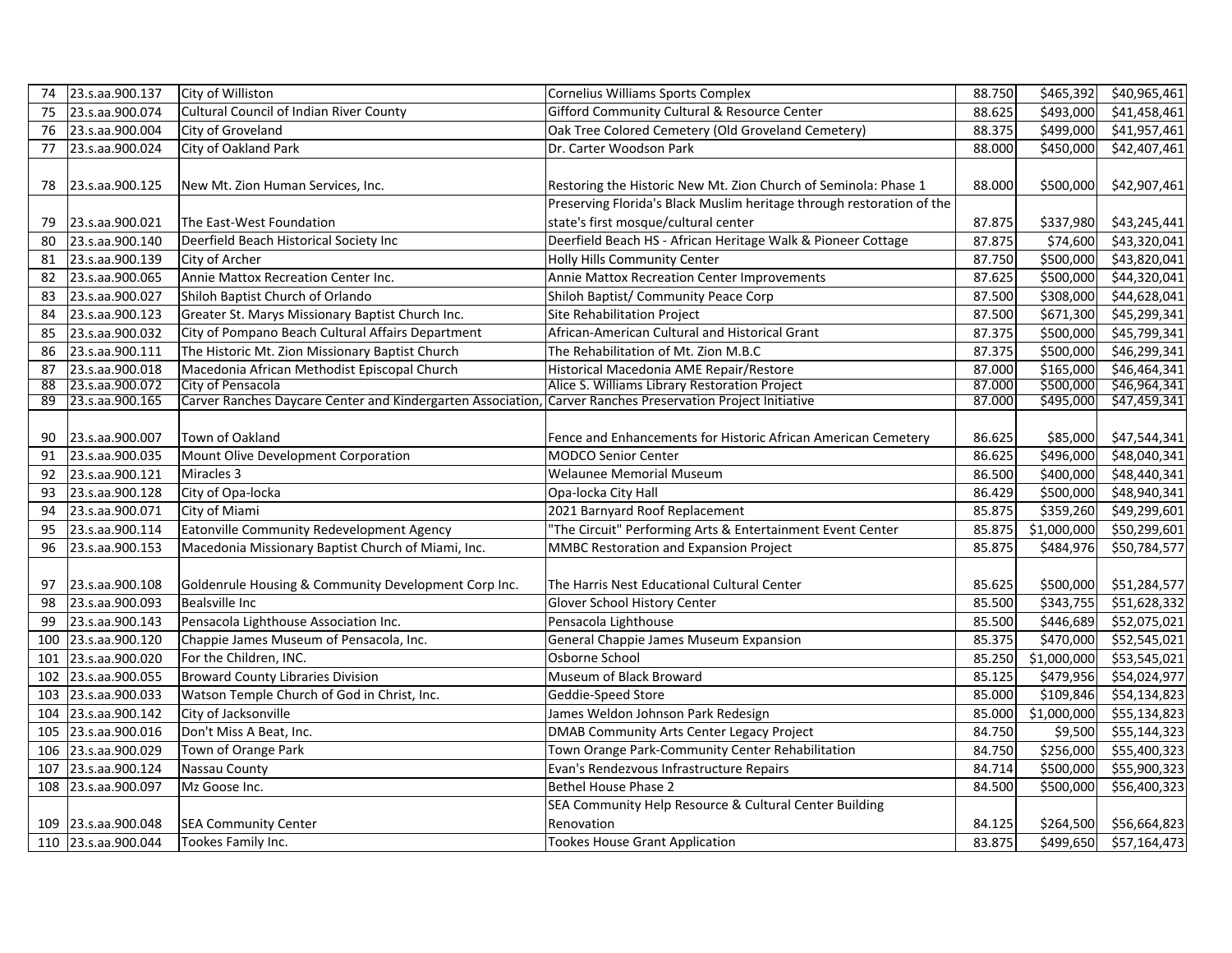| 74 | 23.s.aa.900.137 | City of Williston | Cornelius Williams Sports Complex | 88.750 | $465,392 | $40,965,461 |
|---|---|---|---|---|---|---|
| 75 | 23.s.aa.900.074 | Cultural Council of Indian River County | Gifford Community Cultural & Resource Center | 88.625 | $493,000 | $41,458,461 |
| 76 | 23.s.aa.900.004 | City of Groveland | Oak Tree Colored Cemetery (Old Groveland Cemetery) | 88.375 | $499,000 | $41,957,461 |
| 77 | 23.s.aa.900.024 | City of Oakland Park | Dr. Carter Woodson Park | 88.000 | $450,000 | $42,407,461 |
| 78 | 23.s.aa.900.125 | New Mt. Zion Human Services, Inc. | Restoring the Historic New Mt. Zion Church of Seminola: Phase 1 | 88.000 | $500,000 | $42,907,461 |
| 79 | 23.s.aa.900.021 | The East-West Foundation | Preserving Florida's Black Muslim heritage through restoration of the state's first mosque/cultural center | 87.875 | $337,980 | $43,245,441 |
| 80 | 23.s.aa.900.140 | Deerfield Beach Historical Society Inc | Deerfield Beach HS - African Heritage Walk & Pioneer Cottage | 87.875 | $74,600 | $43,320,041 |
| 81 | 23.s.aa.900.139 | City of Archer | Holly Hills Community Center | 87.750 | $500,000 | $43,820,041 |
| 82 | 23.s.aa.900.065 | Annie Mattox Recreation Center Inc. | Annie Mattox Recreation Center Improvements | 87.625 | $500,000 | $44,320,041 |
| 83 | 23.s.aa.900.027 | Shiloh Baptist Church of Orlando | Shiloh Baptist/ Community Peace Corp | 87.500 | $308,000 | $44,628,041 |
| 84 | 23.s.aa.900.123 | Greater St. Marys Missionary Baptist Church Inc. | Site Rehabilitation Project | 87.500 | $671,300 | $45,299,341 |
| 85 | 23.s.aa.900.032 | City of Pompano Beach Cultural Affairs Department | African-American Cultural and Historical Grant | 87.375 | $500,000 | $45,799,341 |
| 86 | 23.s.aa.900.111 | The Historic Mt. Zion Missionary Baptist Church | The Rehabilitation of Mt. Zion M.B.C | 87.375 | $500,000 | $46,299,341 |
| 87 | 23.s.aa.900.018 | Macedonia African Methodist Episcopal Church | Historical Macedonia AME Repair/Restore | 87.000 | $165,000 | $46,464,341 |
| 88 | 23.s.aa.900.072 | City of Pensacola | Alice S. Williams Library Restoration Project | 87.000 | $500,000 | $46,964,341 |
| 89 | 23.s.aa.900.165 | Carver Ranches Daycare Center and Kindergarten Association, | Carver Ranches Preservation Project Initiative | 87.000 | $495,000 | $47,459,341 |
| 90 | 23.s.aa.900.007 | Town of Oakland | Fence and Enhancements for Historic African American Cemetery | 86.625 | $85,000 | $47,544,341 |
| 91 | 23.s.aa.900.035 | Mount Olive Development Corporation | MODCO Senior Center | 86.625 | $496,000 | $48,040,341 |
| 92 | 23.s.aa.900.121 | Miracles 3 | Welaunee Memorial Museum | 86.500 | $400,000 | $48,440,341 |
| 93 | 23.s.aa.900.128 | City of Opa-locka | Opa-locka City Hall | 86.429 | $500,000 | $48,940,341 |
| 94 | 23.s.aa.900.071 | City of Miami | 2021 Barnyard Roof Replacement | 85.875 | $359,260 | $49,299,601 |
| 95 | 23.s.aa.900.114 | Eatonville Community Redevelopment Agency | "The Circuit" Performing Arts & Entertainment Event Center | 85.875 | $1,000,000 | $50,299,601 |
| 96 | 23.s.aa.900.153 | Macedonia Missionary Baptist Church of Miami, Inc. | MMBC Restoration and Expansion Project | 85.875 | $484,976 | $50,784,577 |
| 97 | 23.s.aa.900.108 | Goldenrule Housing & Community Development Corp Inc. | The Harris Nest Educational Cultural Center | 85.625 | $500,000 | $51,284,577 |
| 98 | 23.s.aa.900.093 | Bealsville Inc | Glover School History Center | 85.500 | $343,755 | $51,628,332 |
| 99 | 23.s.aa.900.143 | Pensacola Lighthouse Association Inc. | Pensacola Lighthouse | 85.500 | $446,689 | $52,075,021 |
| 100 | 23.s.aa.900.120 | Chappie James Museum of Pensacola, Inc. | General Chappie James Museum Expansion | 85.375 | $470,000 | $52,545,021 |
| 101 | 23.s.aa.900.020 | For the Children, INC. | Osborne School | 85.250 | $1,000,000 | $53,545,021 |
| 102 | 23.s.aa.900.055 | Broward County Libraries Division | Museum of Black Broward | 85.125 | $479,956 | $54,024,977 |
| 103 | 23.s.aa.900.033 | Watson Temple Church of God in Christ, Inc. | Geddie-Speed Store | 85.000 | $109,846 | $54,134,823 |
| 104 | 23.s.aa.900.142 | City of Jacksonville | James Weldon Johnson Park Redesign | 85.000 | $1,000,000 | $55,134,823 |
| 105 | 23.s.aa.900.016 | Don't Miss A Beat, Inc. | DMAB Community Arts Center Legacy Project | 84.750 | $9,500 | $55,144,323 |
| 106 | 23.s.aa.900.029 | Town of Orange Park | Town Orange Park-Community Center Rehabilitation | 84.750 | $256,000 | $55,400,323 |
| 107 | 23.s.aa.900.124 | Nassau County | Evan's Rendezvous Infrastructure Repairs | 84.714 | $500,000 | $55,900,323 |
| 108 | 23.s.aa.900.097 | Mz Goose Inc. | Bethel House Phase 2 | 84.500 | $500,000 | $56,400,323 |
| 109 | 23.s.aa.900.048 | SEA Community Center | SEA Community Help Resource & Cultural Center Building Renovation | 84.125 | $264,500 | $56,664,823 |
| 110 | 23.s.aa.900.044 | Tookes Family Inc. | Tookes House Grant Application | 83.875 | $499,650 | $57,164,473 |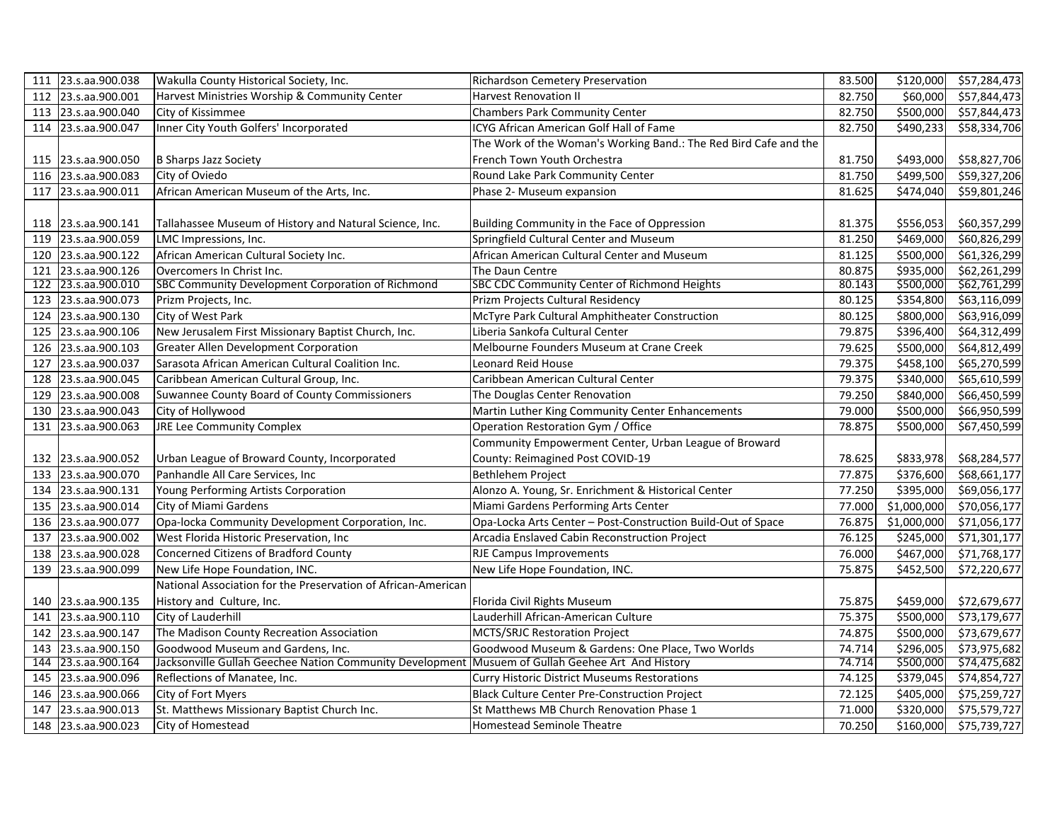| | | | | | | |
|---|---|---|---|---|---|---|
| 111 | 23.s.aa.900.038 | Wakulla County Historical Society, Inc. | Richardson Cemetery Preservation | 83.500 | $120,000 | $57,284,473 |
| 112 | 23.s.aa.900.001 | Harvest Ministries Worship & Community Center | Harvest Renovation II | 82.750 | $60,000 | $57,844,473 |
| 113 | 23.s.aa.900.040 | City of Kissimmee | Chambers Park Community Center | 82.750 | $500,000 | $57,844,473 |
| 114 | 23.s.aa.900.047 | Inner City Youth Golfers' Incorporated | ICYG African American Golf Hall of Fame | 82.750 | $490,233 | $58,334,706 |
| 115 | 23.s.aa.900.050 | B Sharps Jazz Society | The Work of the Woman's Working Band.: The Red Bird Cafe and the French Town Youth Orchestra | 81.750 | $493,000 | $58,827,706 |
| 116 | 23.s.aa.900.083 | City of Oviedo | Round Lake Park Community Center | 81.750 | $499,500 | $59,327,206 |
| 117 | 23.s.aa.900.011 | African American Museum of the Arts, Inc. | Phase 2- Museum expansion | 81.625 | $474,040 | $59,801,246 |
| 118 | 23.s.aa.900.141 | Tallahassee Museum of History and Natural Science, Inc. | Building Community in the Face of Oppression | 81.375 | $556,053 | $60,357,299 |
| 119 | 23.s.aa.900.059 | LMC Impressions, Inc. | Springfield Cultural Center and Museum | 81.250 | $469,000 | $60,826,299 |
| 120 | 23.s.aa.900.122 | African American Cultural Society Inc. | African American Cultural Center and Museum | 81.125 | $500,000 | $61,326,299 |
| 121 | 23.s.aa.900.126 | Overcomers In Christ Inc. | The Daun Centre | 80.875 | $935,000 | $62,261,299 |
| 122 | 23.s.aa.900.010 | SBC Community Development Corporation of Richmond | SBC CDC Community Center of Richmond Heights | 80.143 | $500,000 | $62,761,299 |
| 123 | 23.s.aa.900.073 | Prizm Projects, Inc. | Prizm Projects Cultural Residency | 80.125 | $354,800 | $63,116,099 |
| 124 | 23.s.aa.900.130 | City of West Park | McTyre Park Cultural Amphitheater Construction | 80.125 | $800,000 | $63,916,099 |
| 125 | 23.s.aa.900.106 | New Jerusalem First Missionary Baptist Church, Inc. | Liberia Sankofa Cultural Center | 79.875 | $396,400 | $64,312,499 |
| 126 | 23.s.aa.900.103 | Greater Allen Development Corporation | Melbourne Founders Museum at Crane Creek | 79.625 | $500,000 | $64,812,499 |
| 127 | 23.s.aa.900.037 | Sarasota African American Cultural Coalition Inc. | Leonard Reid House | 79.375 | $458,100 | $65,270,599 |
| 128 | 23.s.aa.900.045 | Caribbean American Cultural Group, Inc. | Caribbean American Cultural Center | 79.375 | $340,000 | $65,610,599 |
| 129 | 23.s.aa.900.008 | Suwannee County Board of County Commissioners | The Douglas Center Renovation | 79.250 | $840,000 | $66,450,599 |
| 130 | 23.s.aa.900.043 | City of Hollywood | Martin Luther King Community Center Enhancements | 79.000 | $500,000 | $66,950,599 |
| 131 | 23.s.aa.900.063 | JRE Lee Community Complex | Operation Restoration Gym / Office | 78.875 | $500,000 | $67,450,599 |
| 132 | 23.s.aa.900.052 | Urban League of Broward County, Incorporated | Community Empowerment Center, Urban League of Broward County: Reimagined Post COVID-19 | 78.625 | $833,978 | $68,284,577 |
| 133 | 23.s.aa.900.070 | Panhandle All Care Services, Inc | Bethlehem Project | 77.875 | $376,600 | $68,661,177 |
| 134 | 23.s.aa.900.131 | Young Performing Artists Corporation | Alonzo A. Young, Sr. Enrichment & Historical Center | 77.250 | $395,000 | $69,056,177 |
| 135 | 23.s.aa.900.014 | City of Miami Gardens | Miami Gardens Performing Arts Center | 77.000 | $1,000,000 | $70,056,177 |
| 136 | 23.s.aa.900.077 | Opa-locka Community Development Corporation, Inc. | Opa-Locka Arts Center – Post-Construction Build-Out of Space | 76.875 | $1,000,000 | $71,056,177 |
| 137 | 23.s.aa.900.002 | West Florida Historic Preservation, Inc | Arcadia Enslaved Cabin Reconstruction Project | 76.125 | $245,000 | $71,301,177 |
| 138 | 23.s.aa.900.028 | Concerned Citizens of Bradford County | RJE Campus Improvements | 76.000 | $467,000 | $71,768,177 |
| 139 | 23.s.aa.900.099 | New Life Hope Foundation, INC. | New Life Hope Foundation, INC. | 75.875 | $452,500 | $72,220,677 |
| 140 | 23.s.aa.900.135 | National Association for the Preservation of African-American History and Culture, Inc. | Florida Civil Rights Museum | 75.875 | $459,000 | $72,679,677 |
| 141 | 23.s.aa.900.110 | City of Lauderhill | Lauderhill African-American Culture | 75.375 | $500,000 | $73,179,677 |
| 142 | 23.s.aa.900.147 | The Madison County Recreation Association | MCTS/SRJC Restoration Project | 74.875 | $500,000 | $73,679,677 |
| 143 | 23.s.aa.900.150 | Goodwood Museum and Gardens, Inc. | Goodwood Museum & Gardens: One Place, Two Worlds | 74.714 | $296,005 | $73,975,682 |
| 144 | 23.s.aa.900.164 | Jacksonville Gullah Geechee Nation Community Development | Musuem of Gullah Geehee Art And History | 74.714 | $500,000 | $74,475,682 |
| 145 | 23.s.aa.900.096 | Reflections of Manatee, Inc. | Curry Historic District Museums Restorations | 74.125 | $379,045 | $74,854,727 |
| 146 | 23.s.aa.900.066 | City of Fort Myers | Black Culture Center Pre-Construction Project | 72.125 | $405,000 | $75,259,727 |
| 147 | 23.s.aa.900.013 | St. Matthews Missionary Baptist Church Inc. | St Matthews MB Church Renovation Phase 1 | 71.000 | $320,000 | $75,579,727 |
| 148 | 23.s.aa.900.023 | City of Homestead | Homestead Seminole Theatre | 70.250 | $160,000 | $75,739,727 |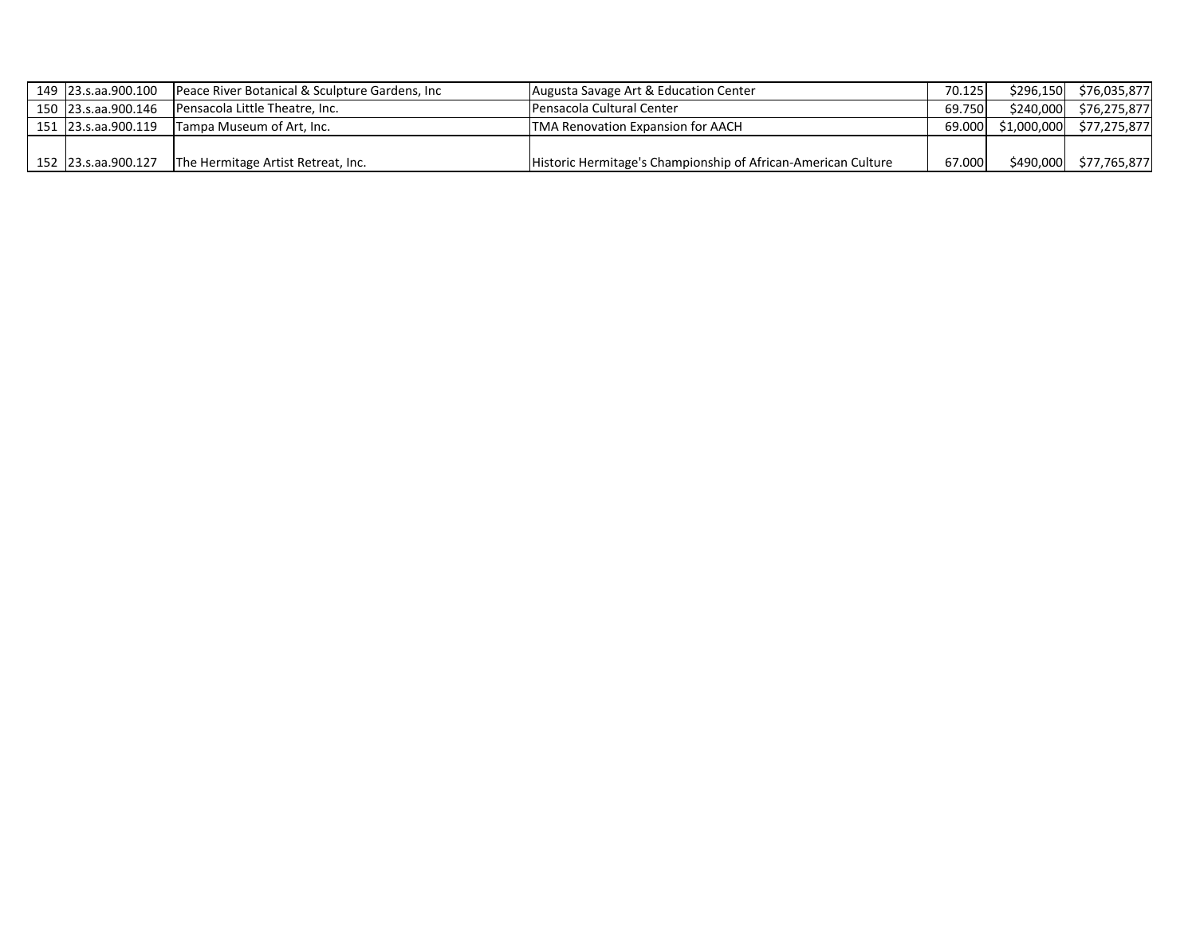| | | | | | | |
|---|---|---|---|---|---|---|
| 149 | 23.s.aa.900.100 | Peace River Botanical & Sculpture Gardens, Inc | Augusta Savage Art & Education Center | 70.125 | $296,150 | $76,035,877 |
| 150 | 23.s.aa.900.146 | Pensacola Little Theatre, Inc. | Pensacola Cultural Center | 69.750 | $240,000 | $76,275,877 |
| 151 | 23.s.aa.900.119 | Tampa Museum of Art, Inc. | TMA Renovation Expansion for AACH | 69.000 | $1,000,000 | $77,275,877 |
| 152 | 23.s.aa.900.127 | The Hermitage Artist Retreat, Inc. | Historic Hermitage's Championship of African-American Culture | 67.000 | $490,000 | $77,765,877 |